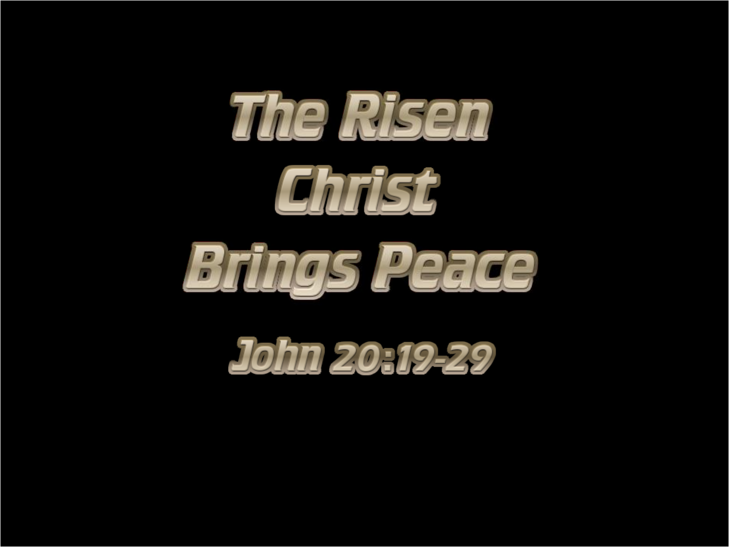# The Risen Christ Brings Peace

## John 20:19-29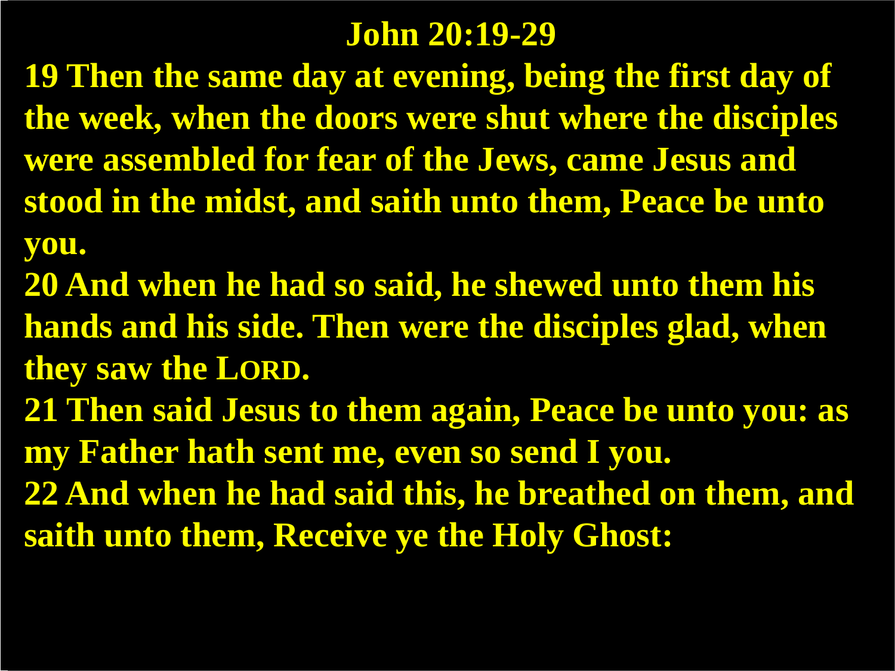# John 20:19-29

**19 Then the same day at evening, being the first day of the week, when the doors were shut where the disciples were assembled for fear of the Jews, came Jesus and stood in the midst, and saith unto them, Peace be unto you.**

**20 And when he had so said, he shewed unto them his hands and his side. Then were the disciples glad, when they saw the LORD.**

**21 Then said Jesus to them again, Peace be unto you: as my Father hath sent me, even so send I you.**

**22 And when he had said this, he breathed on them, and saith unto them, Receive ye the Holy Ghost:**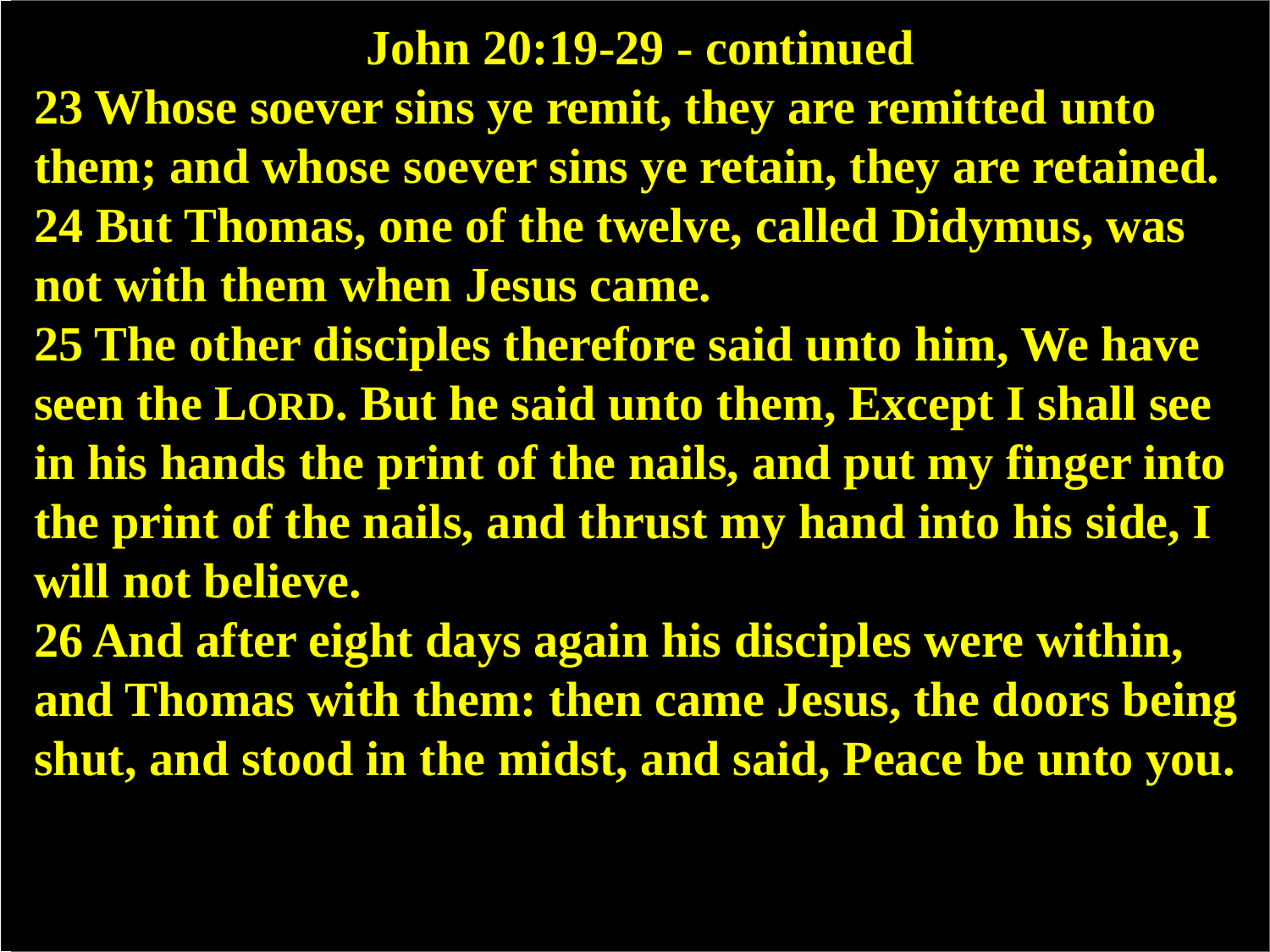## John 20:19-29 - continued

**23 Whose soever sins ye remit, they are remitted unto them; and whose soever sins ye retain, they are retained.**

**24 But Thomas, one of the twelve, called Didymus, was not with them when Jesus came.**

**25 The other disciples therefore said unto him, We have seen the LORD. But he said unto them, Except I shall see in his hands the print of the nails, and put my finger into the print of the nails, and thrust my hand into his side, I will not believe.**

**26 And after eight days again his disciples were within, and Thomas with them: then came Jesus, the doors being shut, and stood in the midst, and said, Peace be unto you.**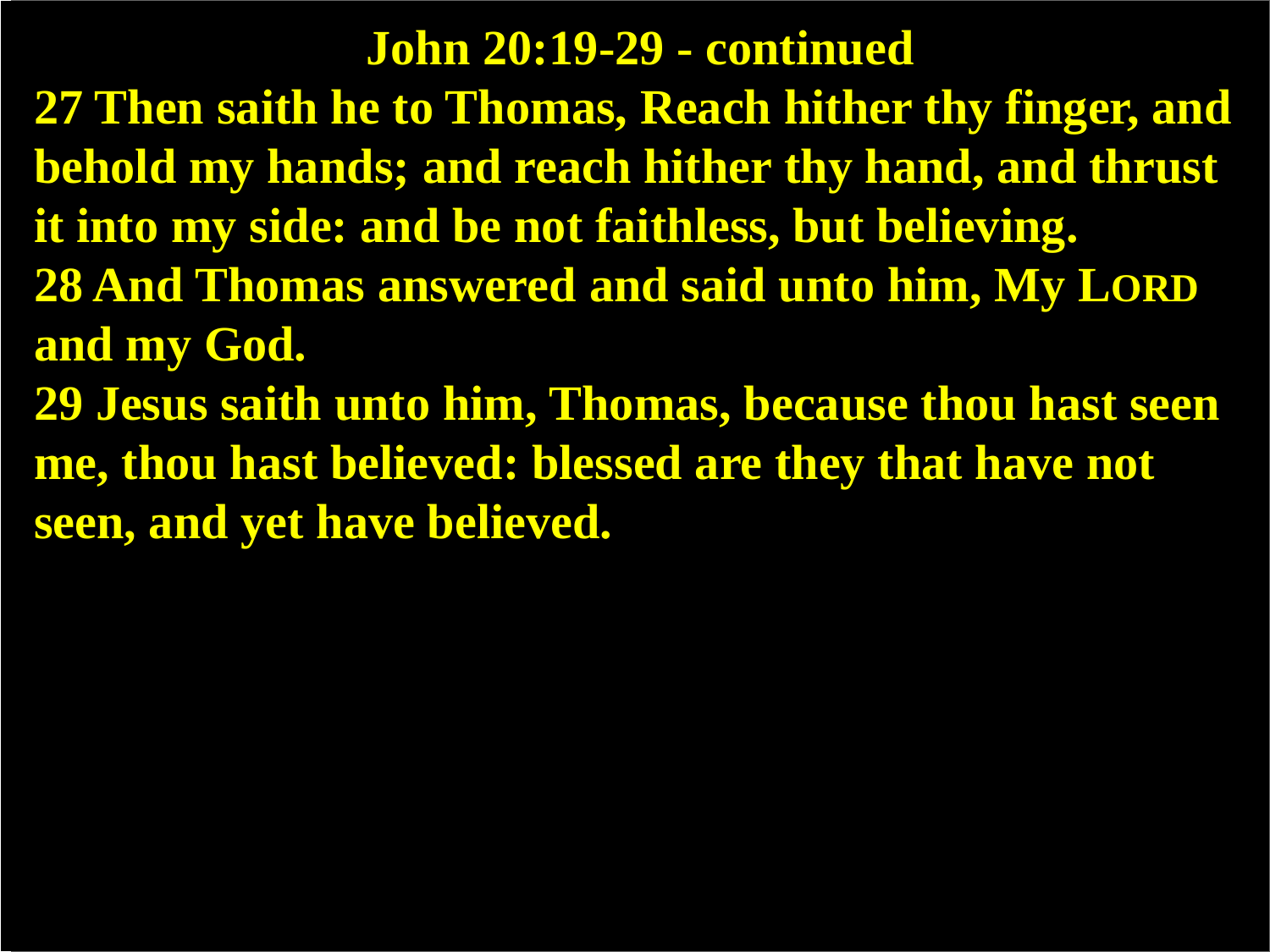# John 20:19-29 - continued

**27 Then saith he to Thomas, Reach hither thy finger, and behold my hands; and reach hither thy hand, and thrust it into my side: and be not faithless, but believing.**

**28 And Thomas answered and said unto him, My LORD and my God.**

**29 Jesus saith unto him, Thomas, because thou hast seen me, thou hast believed: blessed are they that have not seen, and yet have believed.**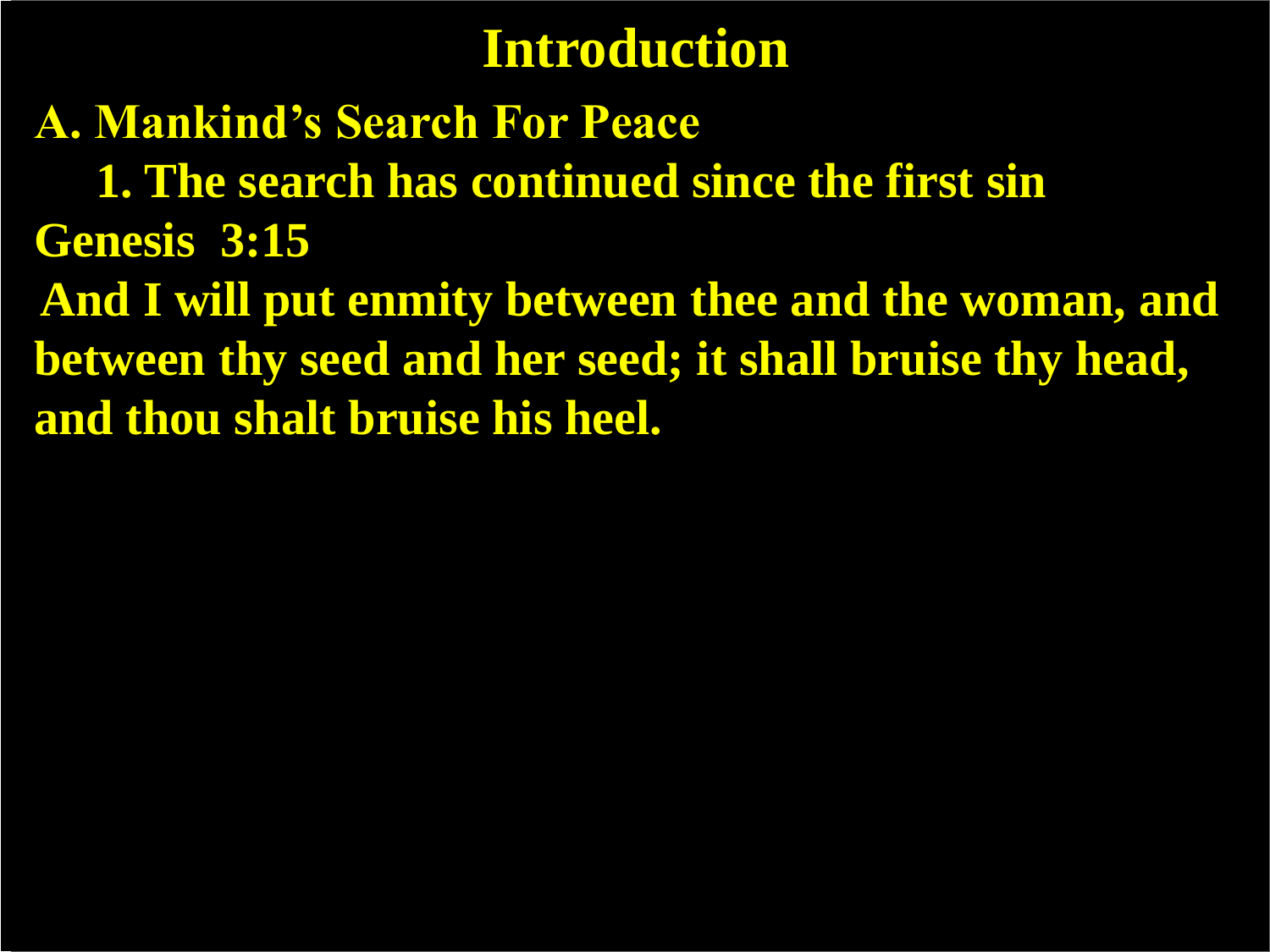# Introduction

**A. Mankind's Search For Peace**

**1. The search has continued since the first sin**

**Genesis 3:15**

**And I will put enmity between thee and the woman, and between thy seed and her seed; it shall bruise thy head, and thou shalt bruise his heel.**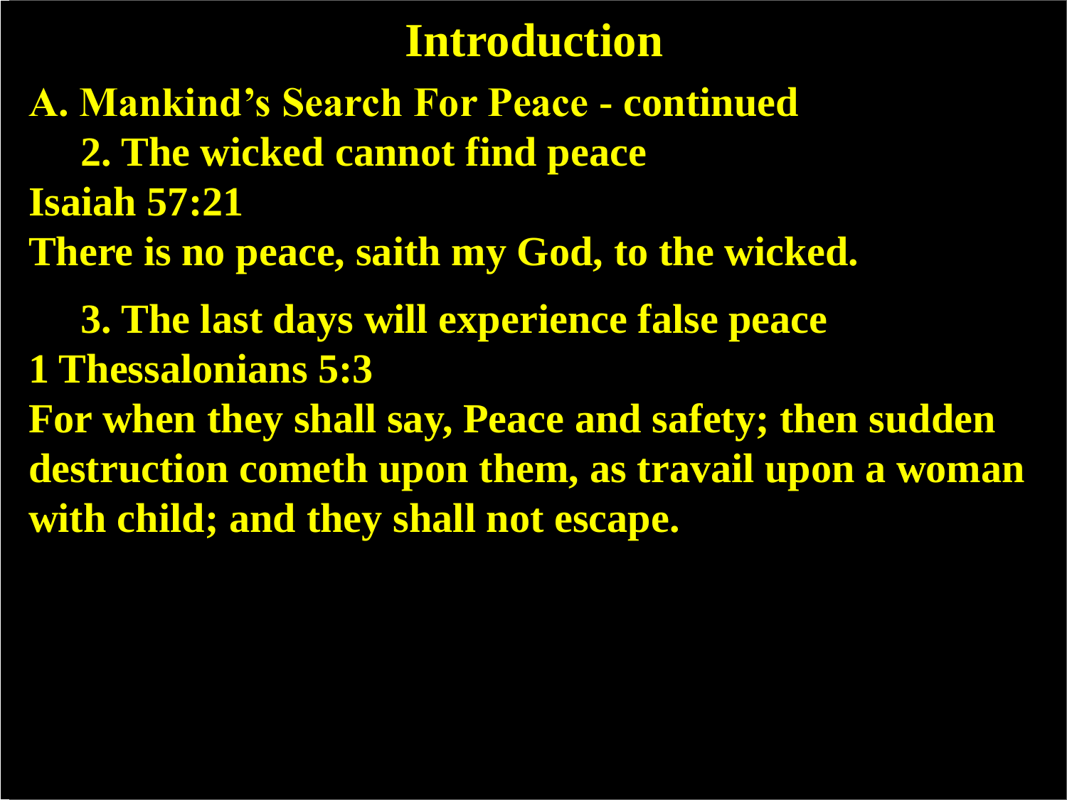# Introduction

**A. Mankind's Search For Peace - continued**

**2. The wicked cannot find peace**

**Isaiah 57:21**

**There is no peace, saith my God, to the wicked.**

**3. The last days will experience false peace**

**1 Thessalonians 5:3**

**For when they shall say, Peace and safety; then sudden destruction cometh upon them, as travail upon a woman with child; and they shall not escape.**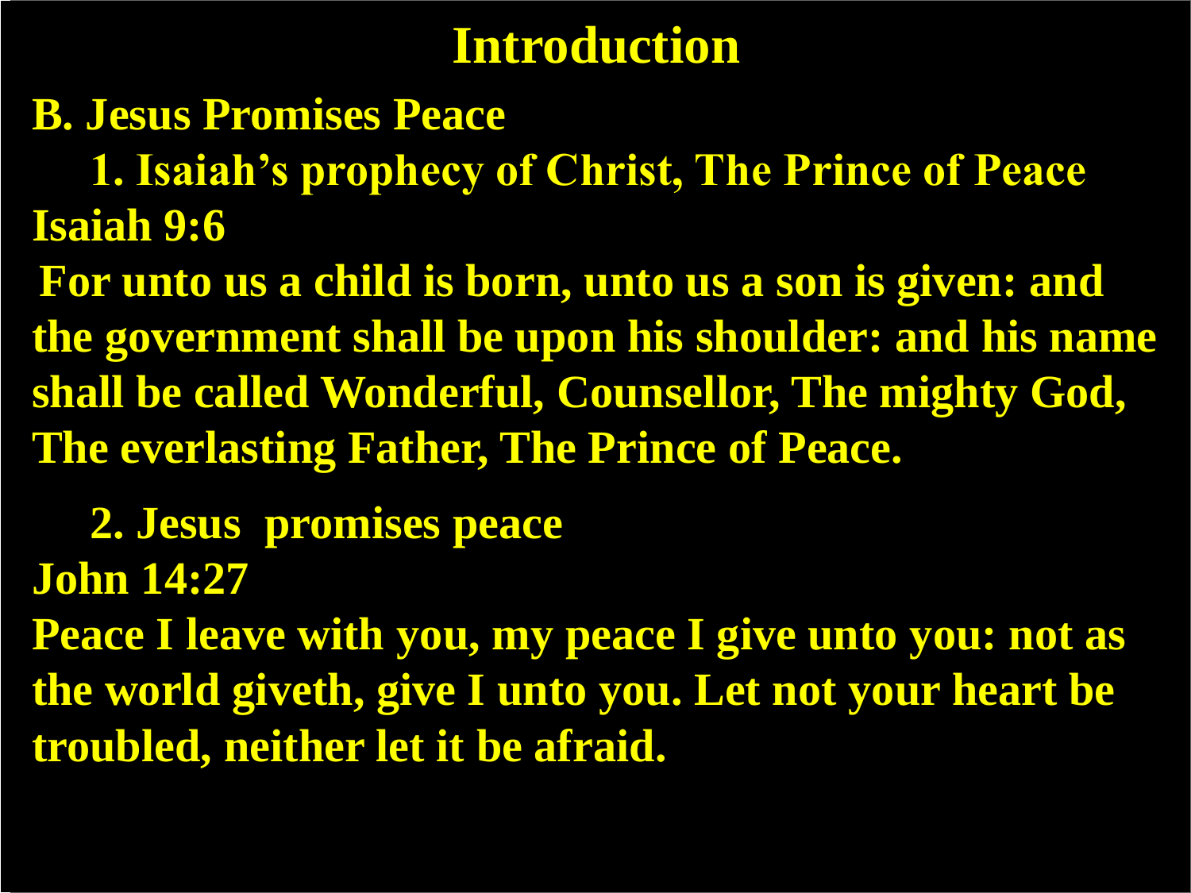# Introduction

**B. Jesus Promises Peace**

**1. Isaiah's prophecy of Christ, The Prince of Peace**

**Isaiah 9:6**

**For unto us a child is born, unto us a son is given: and the government shall be upon his shoulder: and his name shall be called Wonderful, Counsellor, The mighty God, The everlasting Father, The Prince of Peace.**

**2. Jesus promises peace**

**John 14:27**

**Peace I leave with you, my peace I give unto you: not as the world giveth, give I unto you. Let not your heart be troubled, neither let it be afraid.**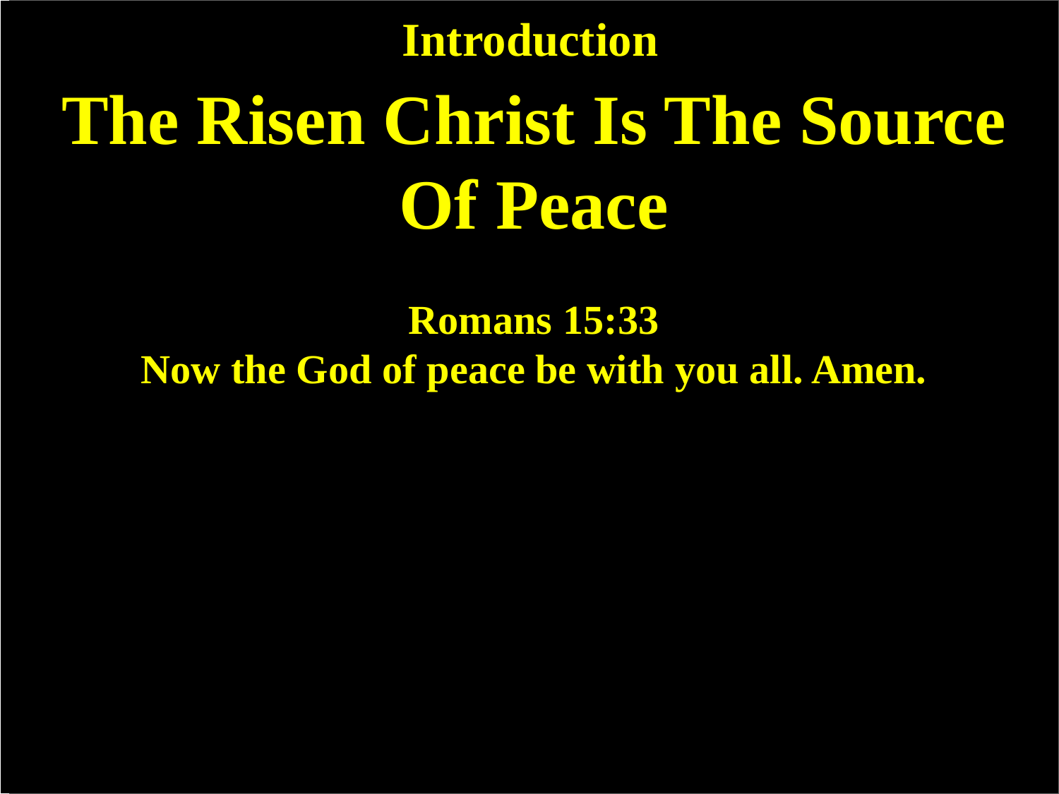**Introduction**

# The Risen Christ Is The Source Of Peace

**Romans 15:33**

**Now the God of peace be with you all. Amen.**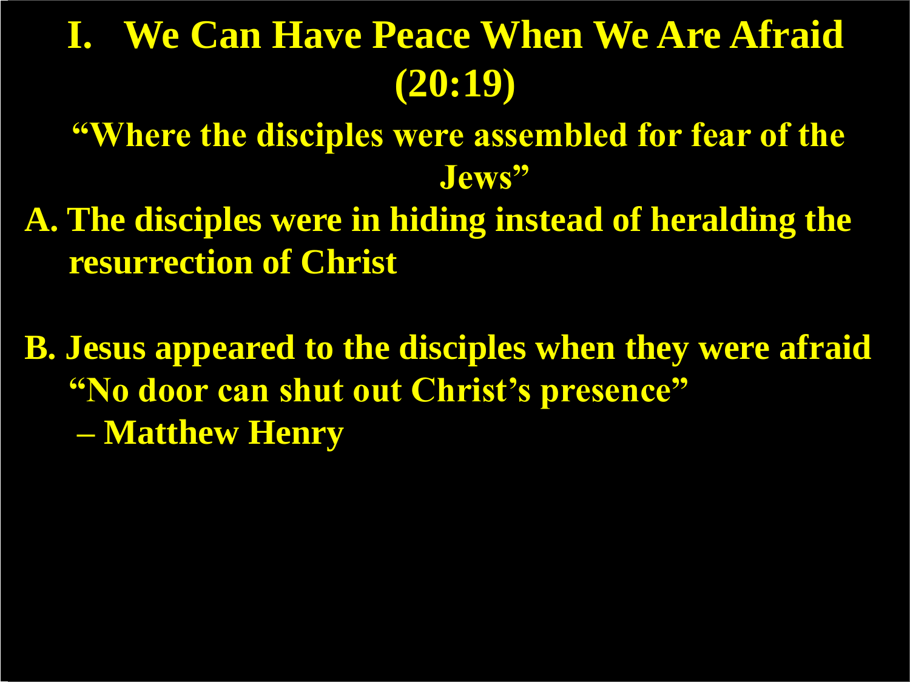# I. We Can Have Peace When We Are Afraid (20:19)

**"Where the disciples were assembled for fear of the Jews"**

**A. The disciples were in hiding instead of heralding the resurrection of Christ**

**B. Jesus appeared to the disciples when they were afraid**
**"No door can shut out Christ's presence"**
**– Matthew Henry**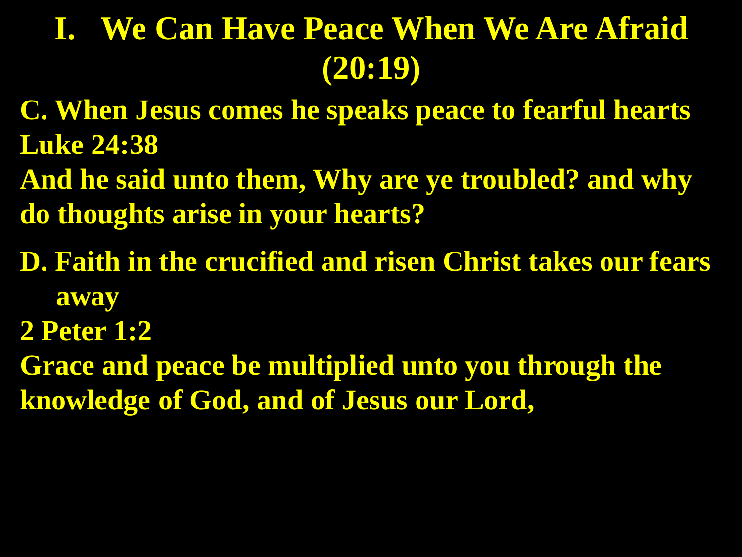# I. We Can Have Peace When We Are Afraid (20:19)

**C. When Jesus comes he speaks peace to fearful hearts**

**Luke 24:38**

**And he said unto them, Why are ye troubled? and why do thoughts arise in your hearts?**

**D. Faith in the crucified and risen Christ takes our fears away**

**2 Peter 1:2**

**Grace and peace be multiplied unto you through the knowledge of God, and of Jesus our Lord,**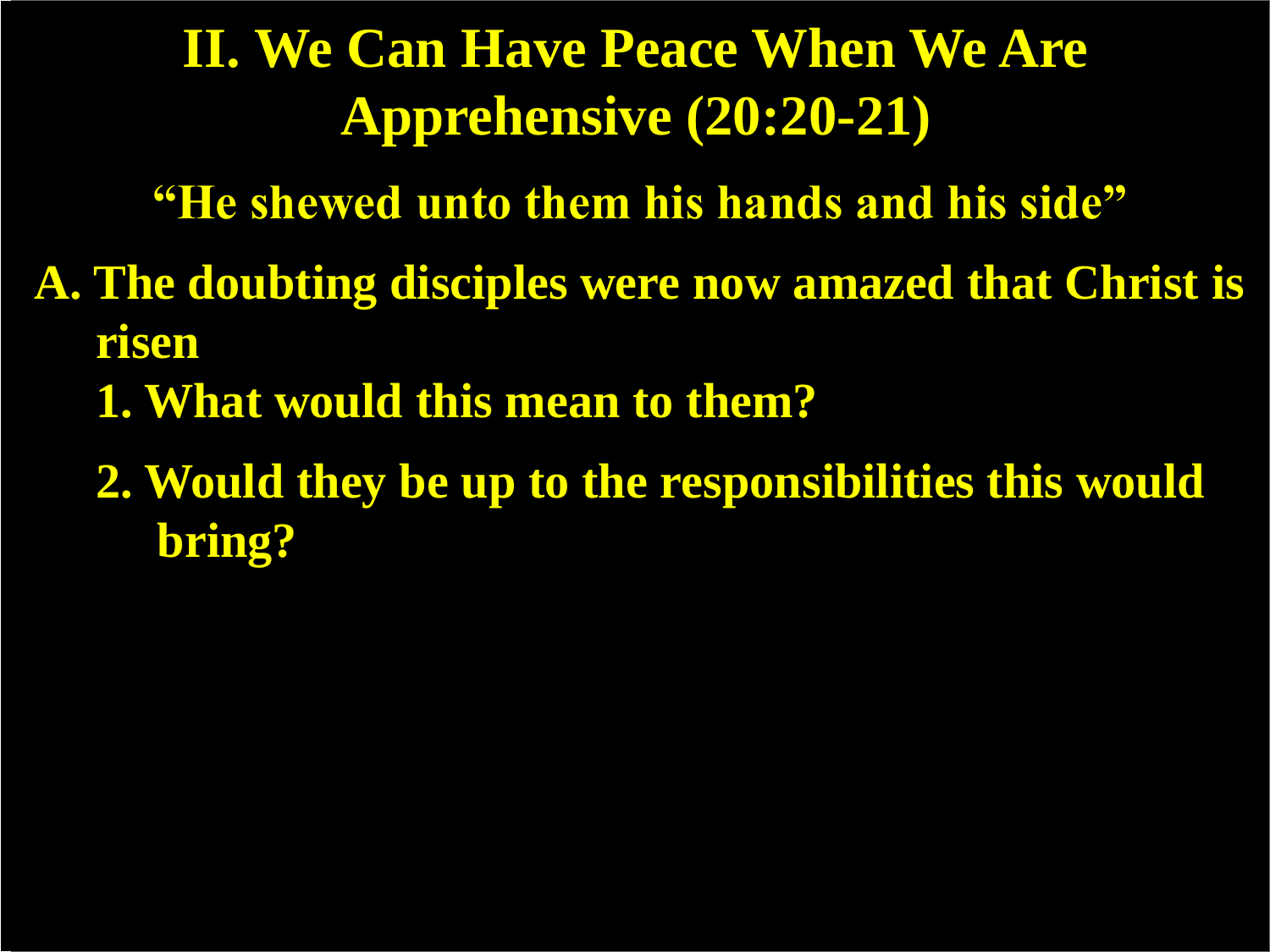# II. We Can Have Peace When We Are Apprehensive (20:20-21)

**"He shewed unto them his hands and his side"**

**A. The doubting disciples were now amazed that Christ is risen**

1. **What would this mean to them?**
2. **Would they be up to the responsibilities this would bring?**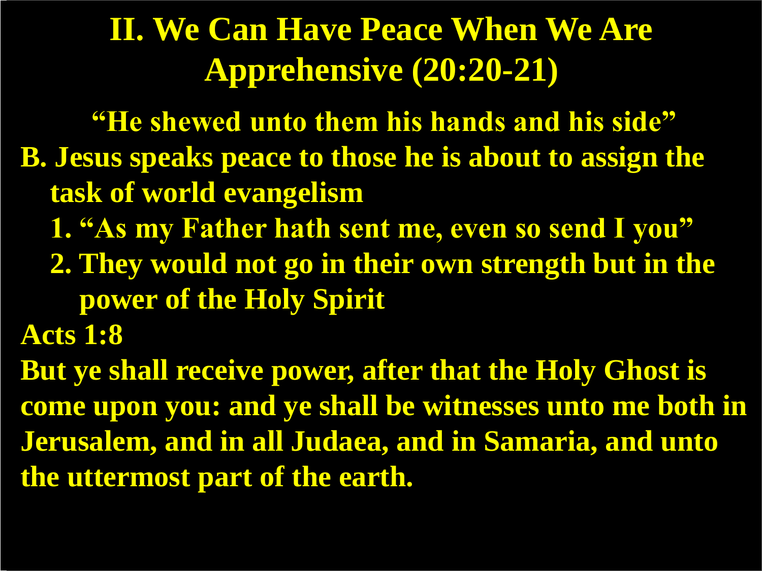# II. We Can Have Peace When We Are Apprehensive (20:20-21)

**"He shewed unto them his hands and his side"**

**B. Jesus speaks peace to those he is about to assign the task of world evangelism**

1. **"As my Father hath sent me, even so send I you"**
2. **They would not go in their own strength but in the power of the Holy Spirit**

**Acts 1:8**

**But ye shall receive power, after that the Holy Ghost is come upon you: and ye shall be witnesses unto me both in Jerusalem, and in all Judaea, and in Samaria, and unto the uttermost part of the earth.**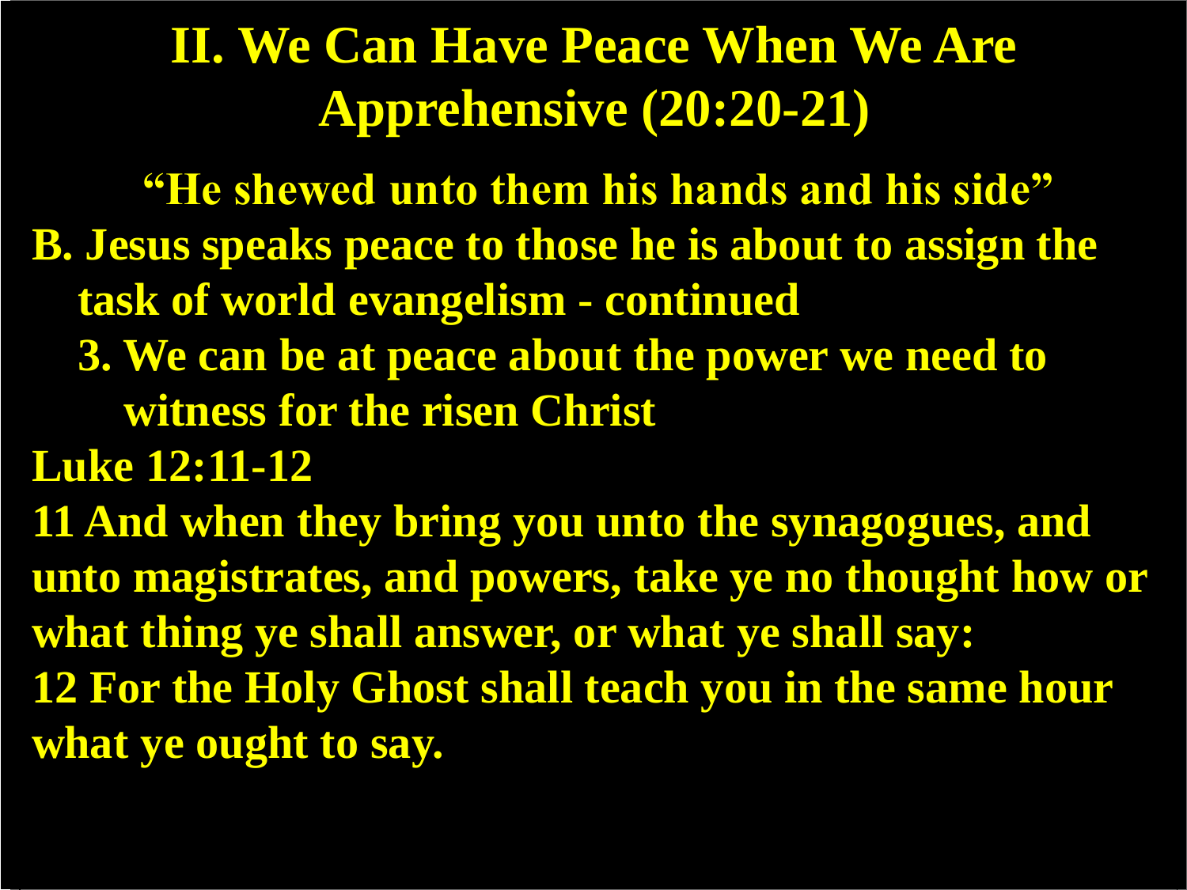# II. We Can Have Peace When We Are Apprehensive (20:20-21)

**"He shewed unto them his hands and his side"**

**B. Jesus speaks peace to those he is about to assign the task of world evangelism - continued**

**3. We can be at peace about the power we need to witness for the risen Christ**

**Luke 12:11-12**

**11 And when they bring you unto the synagogues, and unto magistrates, and powers, take ye no thought how or what thing ye shall answer, or what ye shall say:**

**12 For the Holy Ghost shall teach you in the same hour what ye ought to say.**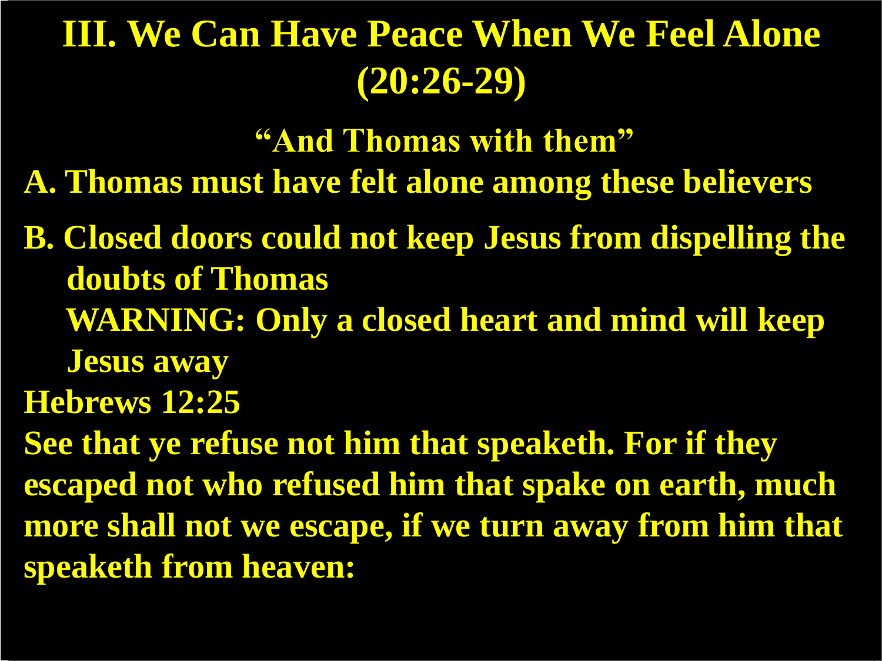# III. We Can Have Peace When We Feel Alone (20:26-29)

**"And Thomas with them"**

**A. Thomas must have felt alone among these believers**

**B. Closed doors could not keep Jesus from dispelling the doubts of Thomas**

**WARNING: Only a closed heart and mind will keep Jesus away**

**Hebrews 12:25**

**See that ye refuse not him that speaketh. For if they escaped not who refused him that spake on earth, much more shall not we escape, if we turn away from him that speaketh from heaven:**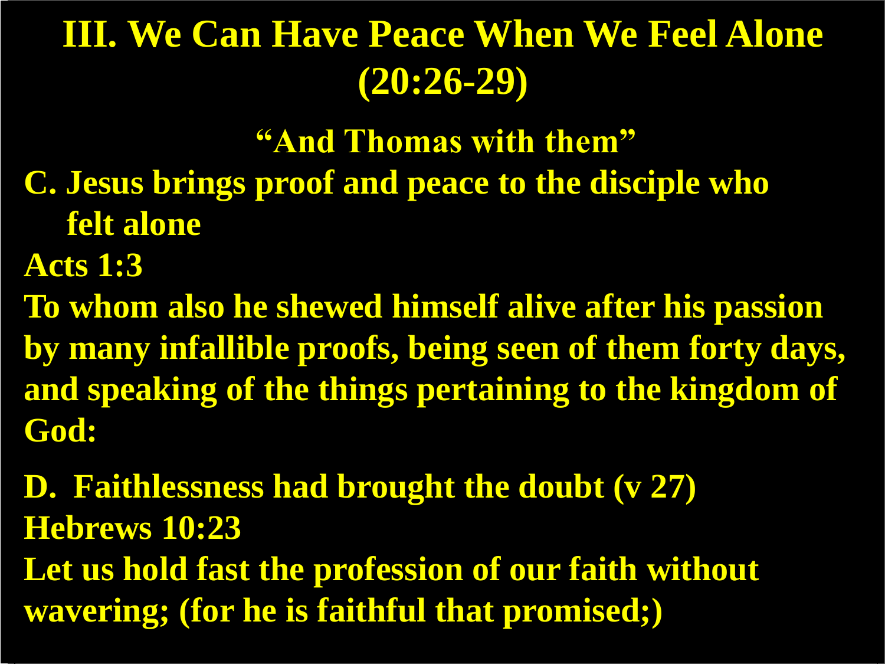# III. We Can Have Peace When We Feel Alone (20:26-29)

**"And Thomas with them"**

**C. Jesus brings proof and peace to the disciple who felt alone**

**Acts 1:3**

**To whom also he shewed himself alive after his passion by many infallible proofs, being seen of them forty days, and speaking of the things pertaining to the kingdom of God:**

**D. Faithlessness had brought the doubt (v 27)**

**Hebrews 10:23**

**Let us hold fast the profession of our faith without wavering; (for he is faithful that promised;)**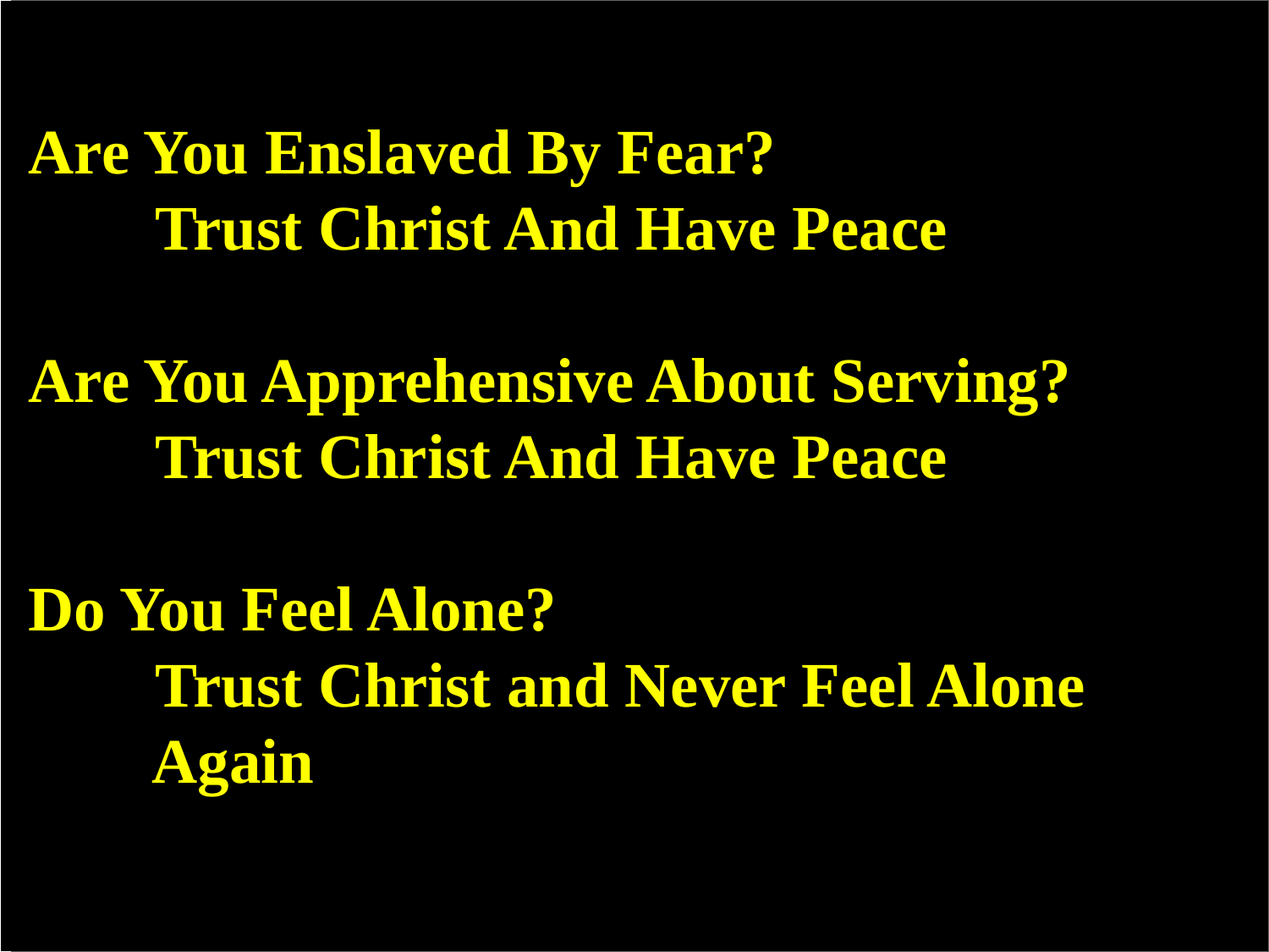**Are You Enslaved By Fear?**

**Trust Christ And Have Peace**

**Are You Apprehensive About Serving?**

**Trust Christ And Have Peace**

**Do You Feel Alone?**

**Trust Christ and Never Feel Alone Again**